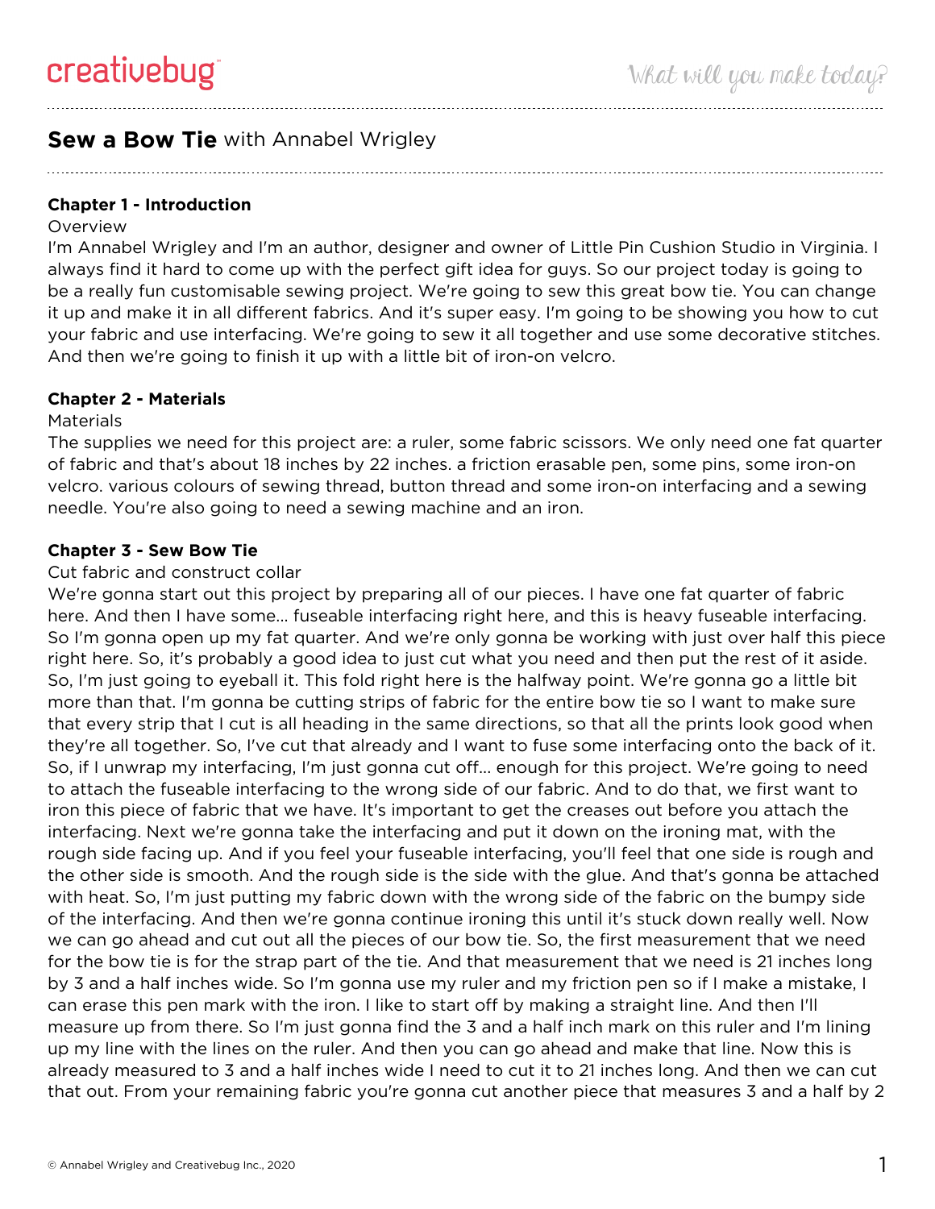## **Sew a Bow Tie** with Annabel Wrigley

### Chapter 1 - Introduction

Overview

I'm Annabel Wrigley and I'm an author, designer and owner of Little Pin Cushion Studio in Virginia. I always find it hard to come up with the perfect gift idea for guys. So our project today is going to be a really fun customisable sewing project. We're going to sew this great bow tie. You can change it up and make it in all different fabrics. And it's super easy. I'm going to be showing you how to cut your fabric and use interfacing. We're going to sew it all together and use some decorative stitches. And then we're going to finish it up with a little bit of iron-on velcro.

### Chapter 2 - Materials

Materials

The supplies we need for this project are: a ruler, some fabric scissors. We only need one fat quarter of fabric and that's about 18 inches by 22 inches. a friction erasable pen, some pins, some iron-on velcro. various colours of sewing thread, button thread and some iron-on interfacing and a sewing needle. You're also going to need a sewing machine and an iron.

### Chapter 3 - Sew Bow Tie

Cut fabric and construct collar

We're gonna start out this project by preparing all of our pieces. I have one fat quarter of fabric here. And then I have some... fuseable interfacing right here, and this is heavy fuseable interfacing. So I'm gonna open up my fat quarter. And we're only gonna be working with just over half this piece right here. So, it's probably a good idea to just cut what you need and then put the rest of it aside. So, I'm just going to eyeball it. This fold right here is the halfway point. We're gonna go a little bit more than that. I'm gonna be cutting strips of fabric for the entire bow tie so I want to make sure that every strip that I cut is all heading in the same directions, so that all the prints look good when they're all together. So, I've cut that already and I want to fuse some interfacing onto the back of it. So, if I unwrap my interfacing, I'm just gonna cut off... enough for this project. We're going to need to attach the fuseable interfacing to the wrong side of our fabric. And to do that, we first want to iron this piece of fabric that we have. It's important to get the creases out before you attach the interfacing. Next we're gonna take the interfacing and put it down on the ironing mat, with the rough side facing up. And if you feel your fuseable interfacing, you'll feel that one side is rough and the other side is smooth. And the rough side is the side with the glue. And that's gonna be attached with heat. So, I'm just putting my fabric down with the wrong side of the fabric on the bumpy side of the interfacing. And then we're gonna continue ironing this until it's stuck down really well. Now we can go ahead and cut out all the pieces of our bow tie. So, the first measurement that we need for the bow tie is for the strap part of the tie. And that measurement that we need is 21 inches long by 3 and a half inches wide. So I'm gonna use my ruler and my friction pen so if I make a mistake, I can erase this pen mark with the iron. I like to start off by making a straight line. And then I'll measure up from there. So I'm just gonna find the 3 and a half inch mark on this ruler and I'm lining up my line with the lines on the ruler. And then you can go ahead and make that line. Now this is already measured to 3 and a half inches wide I need to cut it to 21 inches long. And then we can cut that out. From your remaining fabric you're gonna cut another piece that measures 3 and a half by 2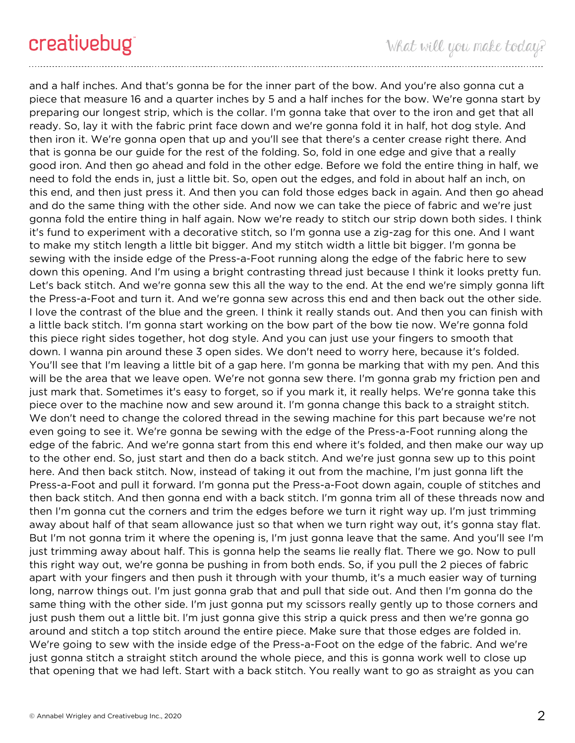and a half inches. And that's gonna be for the inner part of the bow. And you're also gonna cut a piece that measure 16 and a quarter inches by 5 and a half inches for the bow. We're gonna start by preparing our longest strip, which is the collar. I'm gonna take that over to the iron and get that all ready. So, lay it with the fabric print face down and we're gonna fold it in half, hot dog style. And then iron it. We're gonna open that up and you'll see that there's a center crease right there. And that is gonna be our guide for the rest of the folding. So, fold in one edge and give that a really good iron. And then go ahead and fold in the other edge. Before we fold the entire thing in half, we need to fold the ends in, just a little bit. So, open out the edges, and fold in about half an inch, on this end, and then just press it. And then you can fold those edges back in again. And then go ahead and do the same thing with the other side. And now we can take the piece of fabric and we're just gonna fold the entire thing in half again. Now we're ready to stitch our strip down both sides. I think it's fund to experiment with a decorative stitch, so I'm gonna use a zig-zag for this one. And I want to make my stitch length a little bit bigger. And my stitch width a little bit bigger. I'm gonna be sewing with the inside edge of the Press-a-Foot running along the edge of the fabric here to sew down this opening. And I'm using a bright contrasting thread just because I think it looks pretty fun. Let's back stitch. And we're gonna sew this all the way to the end. At the end we're simply gonna lift the Press-a-Foot and turn it. And we're gonna sew across this end and then back out the other side. I love the contrast of the blue and the green. I think it really stands out. And then you can finish with a little back stitch. I'm gonna start working on the bow part of the bow tie now. We're gonna fold this piece right sides together, hot dog style. And you can just use your fingers to smooth that down. I wanna pin around these 3 open sides. We don't need to worry here, because it's folded. You'll see that I'm leaving a little bit of a gap here. I'm gonna be marking that with my pen. And this will be the area that we leave open. We're not gonna sew there. I'm gonna grab my friction pen and just mark that. Sometimes it's easy to forget, so if you mark it, it really helps. We're gonna take this piece over to the machine now and sew around it. I'm gonna change this back to a straight stitch. We don't need to change the colored thread in the sewing machine for this part because we're not even going to see it. We're gonna be sewing with the edge of the Press-a-Foot running along the edge of the fabric. And we're gonna start from this end where it's folded, and then make our way up to the other end. So, just start and then do a back stitch. And we're just gonna sew up to this point here. And then back stitch. Now, instead of taking it out from the machine, I'm just gonna lift the Press-a-Foot and pull it forward. I'm gonna put the Press-a-Foot down again, couple of stitches and then back stitch. And then gonna end with a back stitch. I'm gonna trim all of these threads now and then I'm gonna cut the corners and trim the edges before we turn it right way up. I'm just trimming away about half of that seam allowance just so that when we turn right way out, it's gonna stay flat. But I'm not gonna trim it where the opening is, I'm just gonna leave that the same. And you'll see I'm just trimming away about half. This is gonna help the seams lie really flat. There we go. Now to pull this right way out, we're gonna be pushing in from both ends. So, if you pull the 2 pieces of fabric apart with your fingers and then push it through with your thumb, it's a much easier way of turning long, narrow things out. I'm just gonna grab that and pull that side out. And then I'm gonna do the same thing with the other side. I'm just gonna put my scissors really gently up to those corners and just push them out a little bit. I'm just gonna give this strip a quick press and then we're gonna go around and stitch a top stitch around the entire piece. Make sure that those edges are folded in. We're going to sew with the inside edge of the Press-a-Foot on the edge of the fabric. And we're just gonna stitch a straight stitch around the whole piece, and this is gonna work well to close up that opening that we had left. Start with a back stitch. You really want to go as straight as you can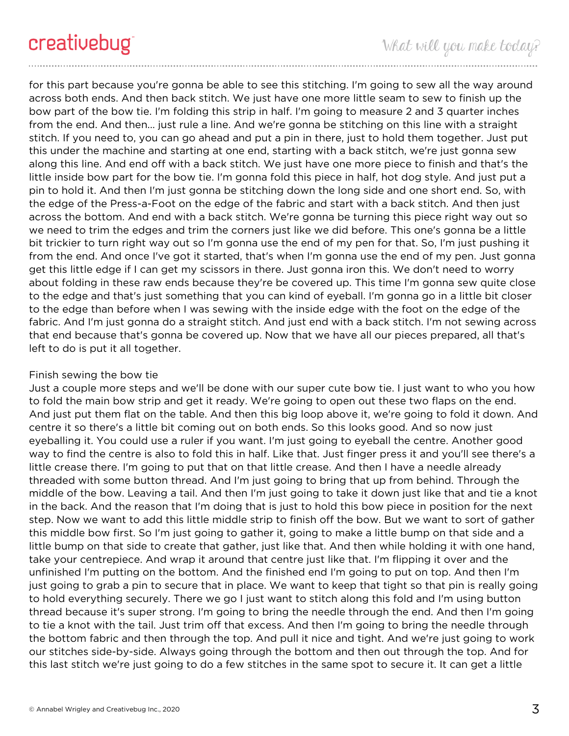for this part because you're gonna be able to see this stitching. I'm going to sew all the way around across both ends. And then back stitch. We just have one more little seam to sew to finish up the bow part of the bow tie. I'm folding this strip in half. I'm going to measure 2 and 3 quarter inches from the end. And then... just rule a line. And we're gonna be stitching on this line with a straight stitch. If you need to, you can go ahead and put a pin in there, just to hold them together. Just put this under the machine and starting at one end, starting with a back stitch, we're just gonna sew along this line. And end off with a back stitch. We just have one more piece to finish and that's the little inside bow part for the bow tie. I'm gonna fold this piece in half, hot dog style. And just put a pin to hold it. And then I'm just gonna be stitching down the long side and one short end. So, with the edge of the Press-a-Foot on the edge of the fabric and start with a back stitch. And then just across the bottom. And end with a back stitch. We're gonna be turning this piece right way out so we need to trim the edges and trim the corners just like we did before. This one's gonna be a little bit trickier to turn right way out so I'm gonna use the end of my pen for that. So, I'm just pushing it from the end. And once I've got it started, that's when I'm gonna use the end of my pen. Just gonna get this little edge if I can get my scissors in there. Just gonna iron this. We don't need to worry about folding in these raw ends because they're be covered up. This time I'm gonna sew quite close to the edge and that's just something that you can kind of eyeball. I'm gonna go in a little bit closer to the edge than before when I was sewing with the inside edge with the foot on the edge of the fabric. And I'm just gonna do a straight stitch. And just end with a back stitch. I'm not sewing across that end because that's gonna be covered up. Now that we have all our pieces prepared, all that's left to do is put it all together.

## Finish sewing the bow tie

Just a couple more steps and we'll be done with our super cute bow tie. I just want to who you how to fold the main bow strip and get it ready. We're going to open out these two flaps on the end. And just put them flat on the table. And then this big loop above it, we're going to fold it down. And centre it so there's a little bit coming out on both ends. So this looks good. And so now just eyeballing it. You could use a ruler if you want. I'm just going to eyeball the centre. Another good way to find the centre is also to fold this in half. Like that. Just finger press it and you'll see there's a little crease there. I'm going to put that on that little crease. And then I have a needle already threaded with some button thread. And I'm just going to bring that up from behind. Through the middle of the bow. Leaving a tail. And then I'm just going to take it down just like that and tie a knot in the back. And the reason that I'm doing that is just to hold this bow piece in position for the next step. Now we want to add this little middle strip to finish off the bow. But we want to sort of gather this middle bow first. So I'm just going to gather it, going to make a little bump on that side and a little bump on that side to create that gather, just like that. And then while holding it with one hand, take your centrepiece. And wrap it around that centre just like that. I'm flipping it over and the unfinished I'm putting on the bottom. And the finished end I'm going to put on top. And then I'm just going to grab a pin to secure that in place. We want to keep that tight so that pin is really going to hold everything securely. There we go I just want to stitch along this fold and I'm using button thread because it's super strong. I'm going to bring the needle through the end. And then I'm going to tie a knot with the tail. Just trim off that excess. And then I'm going to bring the needle through the bottom fabric and then through the top. And pull it nice and tight. And we're just going to work our stitches side-by-side. Always going through the bottom and then out through the top. And for this last stitch we're just going to do a few stitches in the same spot to secure it. It can get a little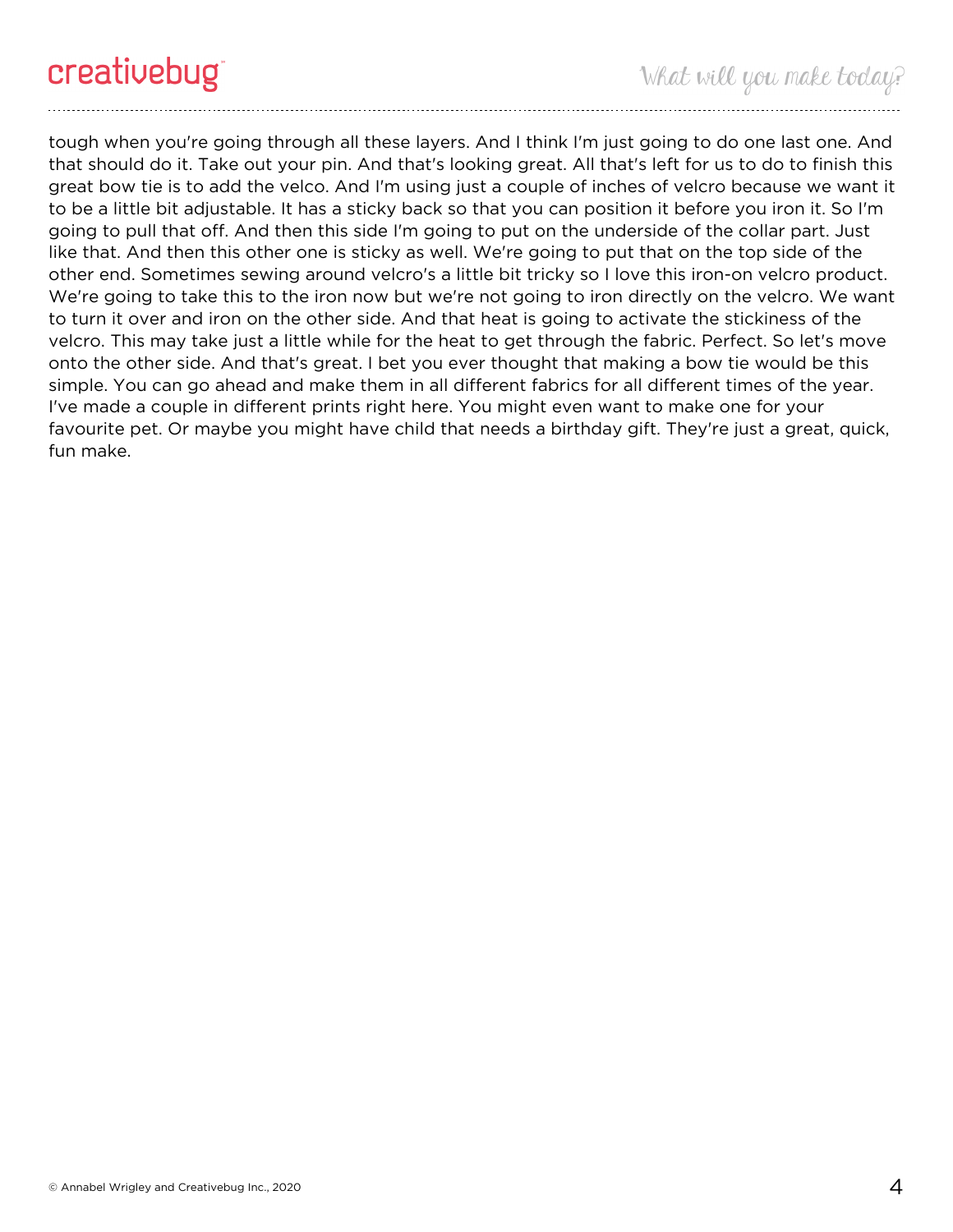tough when you're going through all these layers. And I think I'm just going to do one last one. And that should do it. Take out your pin. And that's looking great. All that's left for us to do to finish this great bow tie is to add the velco. And I'm using just a couple of inches of velcro because we want it to be a little bit adjustable. It has a sticky back so that you can position it before you iron it. So I'm going to pull that off. And then this side I'm going to put on the underside of the collar part. Just like that. And then this other one is sticky as well. We're going to put that on the top side of the other end. Sometimes sewing around velcro's a little bit tricky so I love this iron-on velcro product. We're going to take this to the iron now but we're not going to iron directly on the velcro. We want to turn it over and iron on the other side. And that heat is going to activate the stickiness of the velcro. This may take just a little while for the heat to get through the fabric. Perfect. So let's move onto the other side. And that's great. I bet you ever thought that making a bow tie would be this simple. You can go ahead and make them in all different fabrics for all different times of the year. I've made a couple in different prints right here. You might even want to make one for your favourite pet. Or maybe you might have child that needs a birthday gift. They're just a great, quick, fun make.